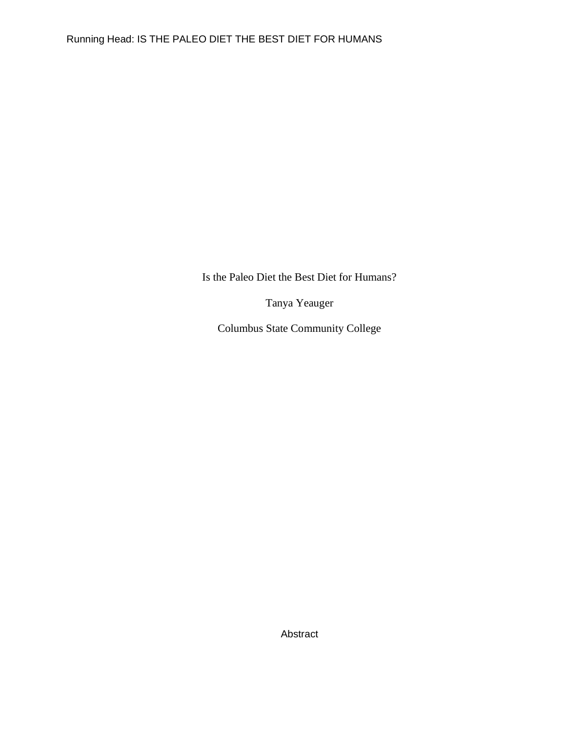Is the Paleo Diet the Best Diet for Humans?

Tanya Yeauger

Columbus State Community College

Abstract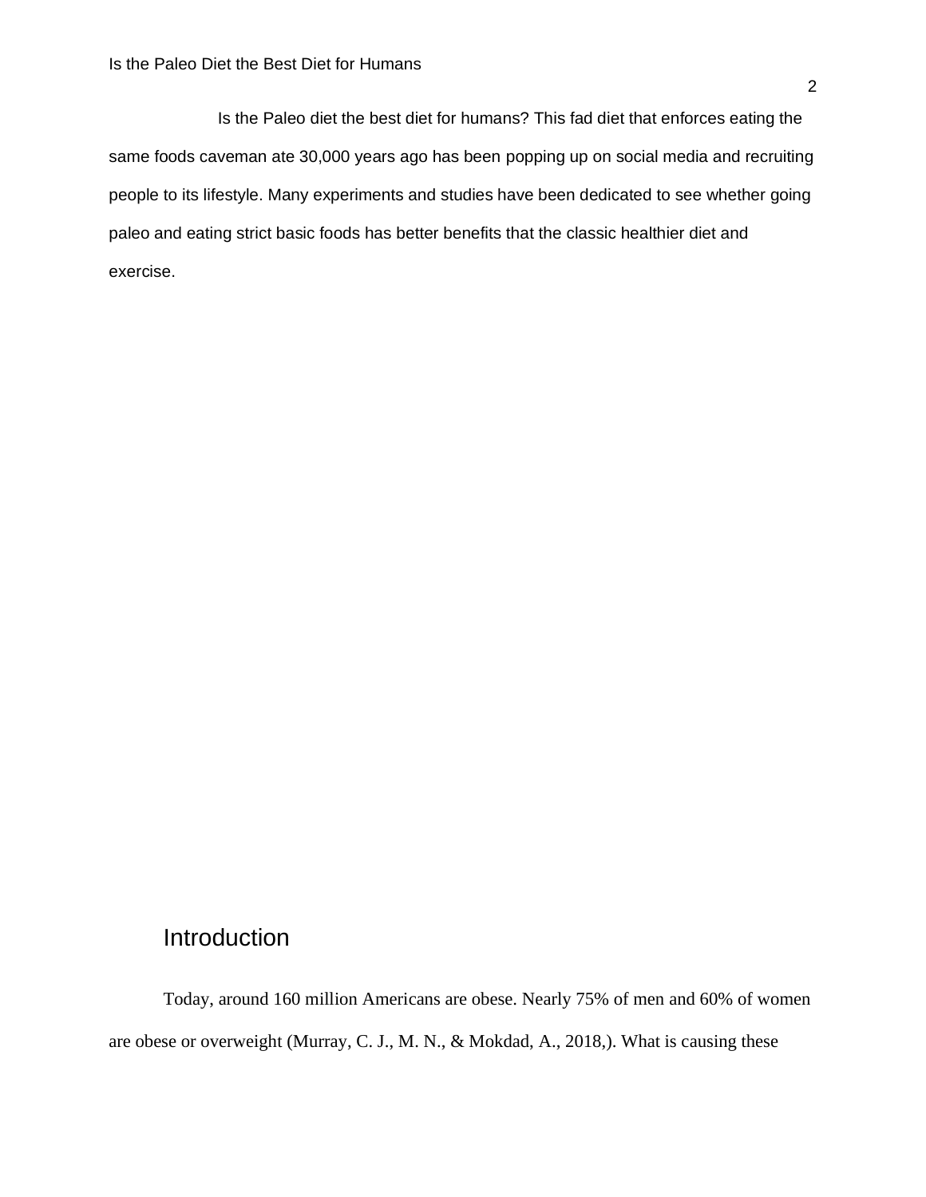Is the Paleo diet the best diet for humans? This fad diet that enforces eating the same foods caveman ate 30,000 years ago has been popping up on social media and recruiting people to its lifestyle. Many experiments and studies have been dedicated to see whether going paleo and eating strict basic foods has better benefits that the classic healthier diet and exercise.

## Introduction

Today, around 160 million Americans are obese. Nearly 75% of men and 60% of women are obese or overweight (Murray, C. J., M. N., & Mokdad, A., 2018,). What is causing these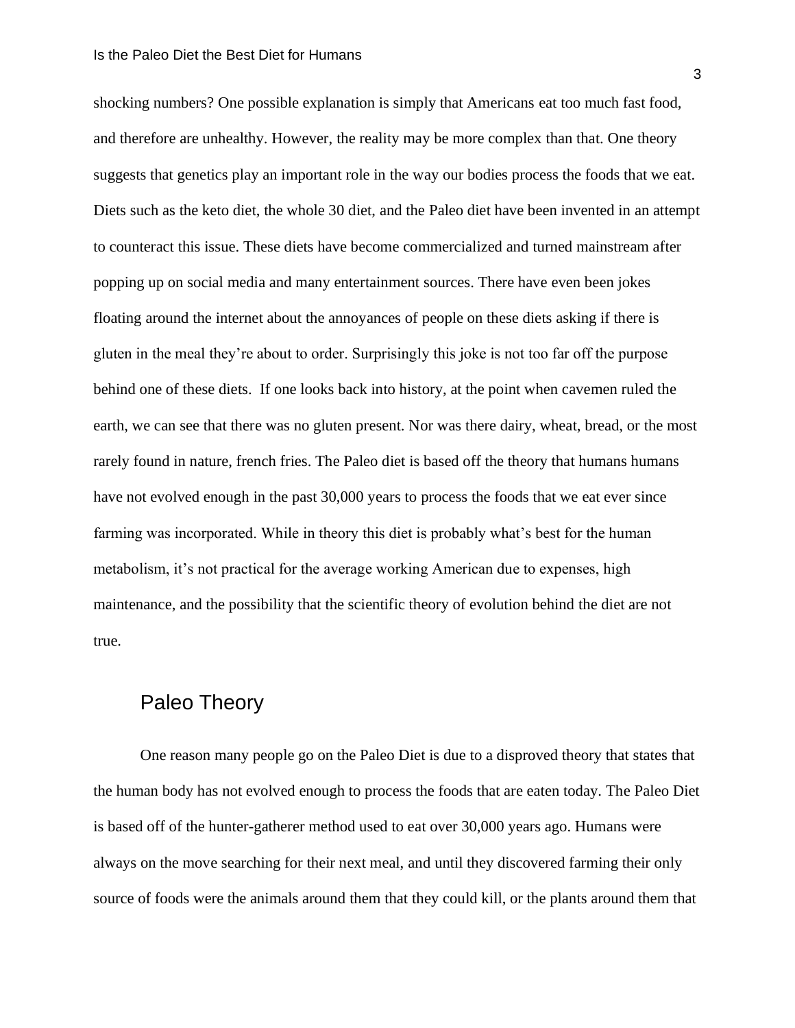shocking numbers? One possible explanation is simply that Americans eat too much fast food, and therefore are unhealthy. However, the reality may be more complex than that. One theory suggests that genetics play an important role in the way our bodies process the foods that we eat. Diets such as the keto diet, the whole 30 diet, and the Paleo diet have been invented in an attempt to counteract this issue. These diets have become commercialized and turned mainstream after popping up on social media and many entertainment sources. There have even been jokes floating around the internet about the annoyances of people on these diets asking if there is gluten in the meal they're about to order. Surprisingly this joke is not too far off the purpose behind one of these diets. If one looks back into history, at the point when cavemen ruled the earth, we can see that there was no gluten present. Nor was there dairy, wheat, bread, or the most rarely found in nature, french fries. The Paleo diet is based off the theory that humans humans have not evolved enough in the past 30,000 years to process the foods that we eat ever since farming was incorporated. While in theory this diet is probably what's best for the human metabolism, it's not practical for the average working American due to expenses, high maintenance, and the possibility that the scientific theory of evolution behind the diet are not true.

## Paleo Theory

One reason many people go on the Paleo Diet is due to a disproved theory that states that the human body has not evolved enough to process the foods that are eaten today. The Paleo Diet is based off of the hunter-gatherer method used to eat over 30,000 years ago. Humans were always on the move searching for their next meal, and until they discovered farming their only source of foods were the animals around them that they could kill, or the plants around them that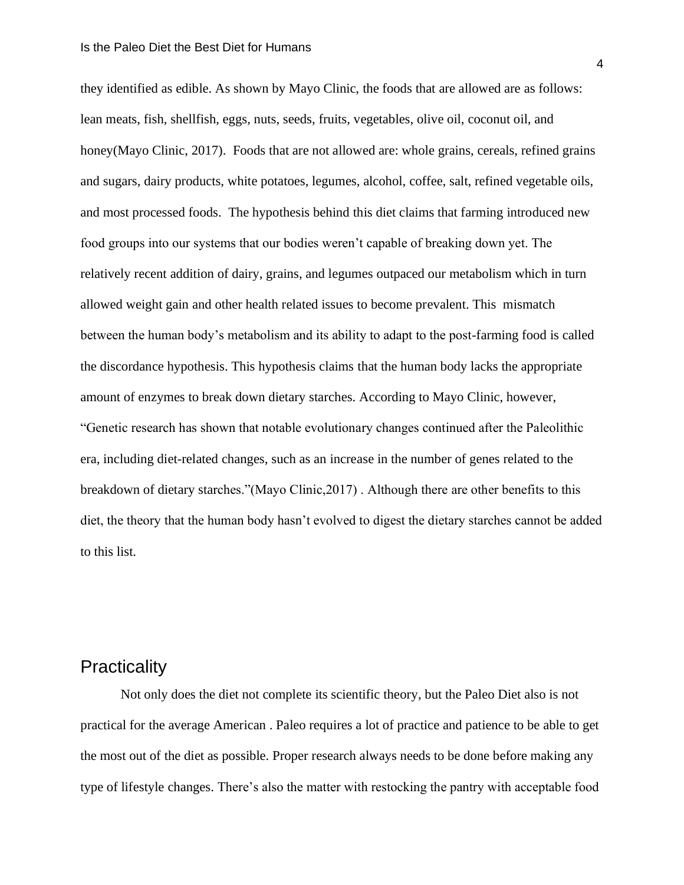they identified as edible. As shown by Mayo Clinic, the foods that are allowed are as follows: lean meats, fish, shellfish, eggs, nuts, seeds, fruits, vegetables, olive oil, coconut oil, and honey(Mayo Clinic, 2017). Foods that are not allowed are: whole grains, cereals, refined grains and sugars, dairy products, white potatoes, legumes, alcohol, coffee, salt, refined vegetable oils, and most processed foods. The hypothesis behind this diet claims that farming introduced new food groups into our systems that our bodies weren't capable of breaking down yet. The relatively recent addition of dairy, grains, and legumes outpaced our metabolism which in turn allowed weight gain and other health related issues to become prevalent. This mismatch between the human body's metabolism and its ability to adapt to the post-farming food is called the discordance hypothesis. This hypothesis claims that the human body lacks the appropriate amount of enzymes to break down dietary starches. According to Mayo Clinic, however, "Genetic research has shown that notable evolutionary changes continued after the Paleolithic era, including diet-related changes, such as an increase in the number of genes related to the breakdown of dietary starches."(Mayo Clinic,2017) . Although there are other benefits to this diet, the theory that the human body hasn't evolved to digest the dietary starches cannot be added to this list.

## Practicality

Not only does the diet not complete its scientific theory, but the Paleo Diet also is not practical for the average American . Paleo requires a lot of practice and patience to be able to get the most out of the diet as possible. Proper research always needs to be done before making any type of lifestyle changes. There's also the matter with restocking the pantry with acceptable food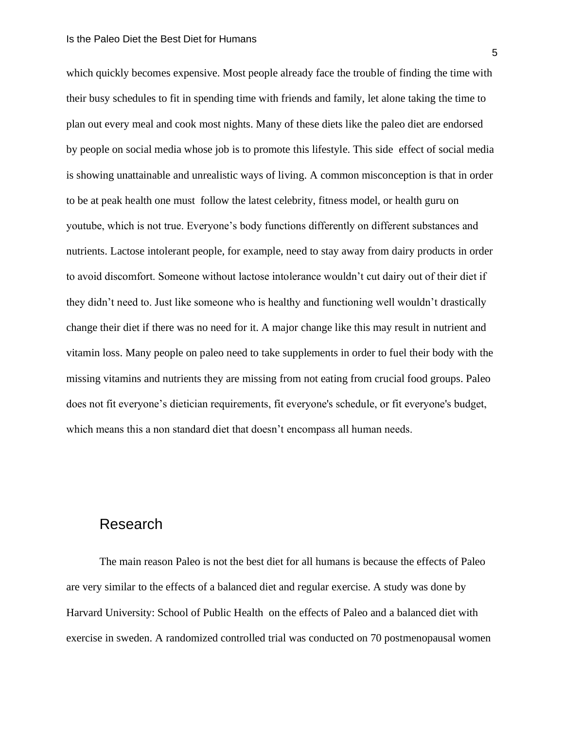which quickly becomes expensive. Most people already face the trouble of finding the time with their busy schedules to fit in spending time with friends and family, let alone taking the time to plan out every meal and cook most nights. Many of these diets like the paleo diet are endorsed by people on social media whose job is to promote this lifestyle. This side effect of social media is showing unattainable and unrealistic ways of living. A common misconception is that in order to be at peak health one must follow the latest celebrity, fitness model, or health guru on youtube, which is not true. Everyone's body functions differently on different substances and nutrients. Lactose intolerant people, for example, need to stay away from dairy products in order to avoid discomfort. Someone without lactose intolerance wouldn't cut dairy out of their diet if they didn't need to. Just like someone who is healthy and functioning well wouldn't drastically change their diet if there was no need for it. A major change like this may result in nutrient and vitamin loss. Many people on paleo need to take supplements in order to fuel their body with the missing vitamins and nutrients they are missing from not eating from crucial food groups. Paleo does not fit everyone's dietician requirements, fit everyone's schedule, or fit everyone's budget, which means this a non standard diet that doesn't encompass all human needs.

## Research

The main reason Paleo is not the best diet for all humans is because the effects of Paleo are very similar to the effects of a balanced diet and regular exercise. A study was done by Harvard University: School of Public Health on the effects of Paleo and a balanced diet with exercise in sweden. A randomized controlled trial was conducted on 70 postmenopausal women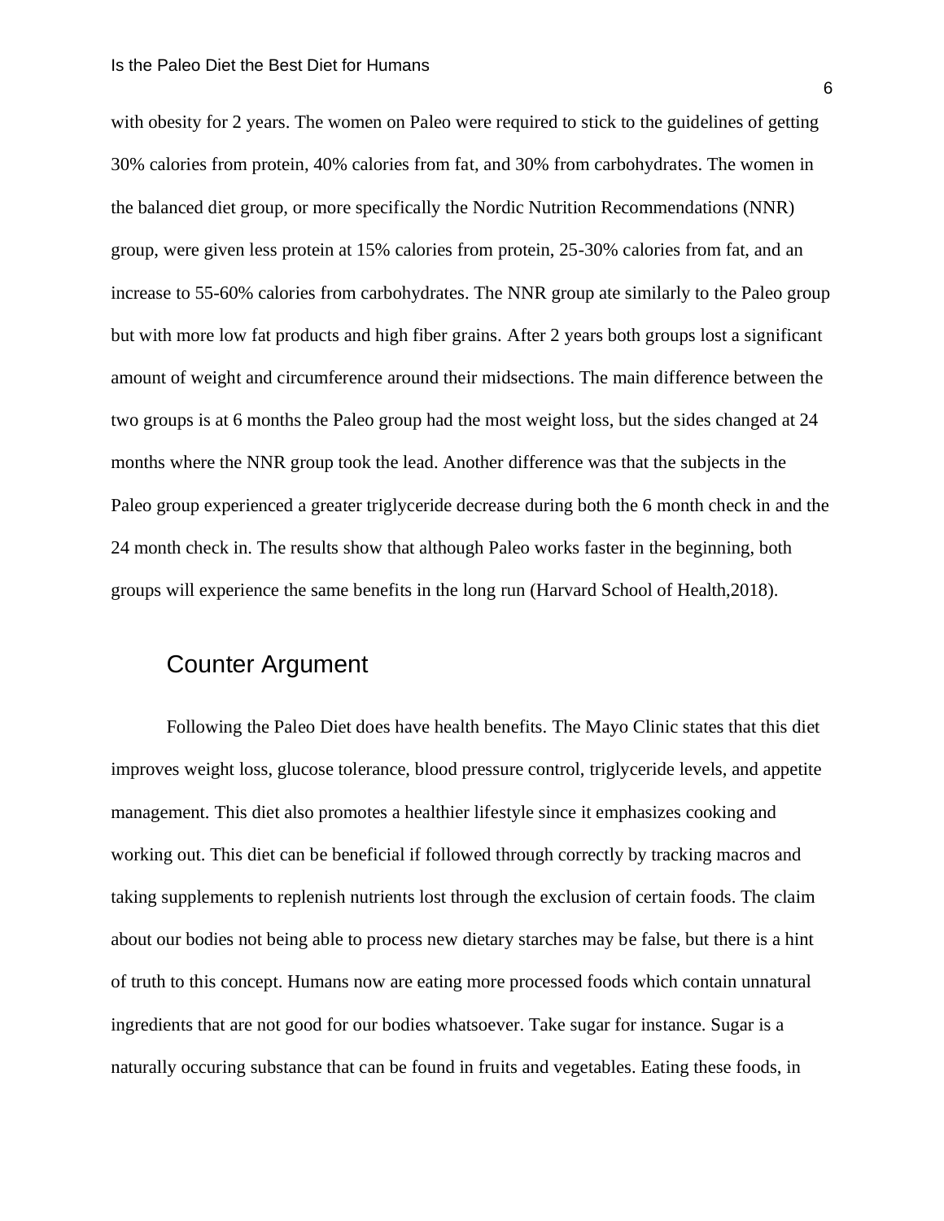with obesity for 2 years. The women on Paleo were required to stick to the guidelines of getting 30% calories from protein, 40% calories from fat, and 30% from carbohydrates. The women in the balanced diet group, or more specifically the Nordic Nutrition Recommendations (NNR) group, were given less protein at 15% calories from protein, 25-30% calories from fat, and an increase to 55-60% calories from carbohydrates. The NNR group ate similarly to the Paleo group but with more low fat products and high fiber grains. After 2 years both groups lost a significant amount of weight and circumference around their midsections. The main difference between the two groups is at 6 months the Paleo group had the most weight loss, but the sides changed at 24 months where the NNR group took the lead. Another difference was that the subjects in the Paleo group experienced a greater triglyceride decrease during both the 6 month check in and the 24 month check in. The results show that although Paleo works faster in the beginning, both groups will experience the same benefits in the long run (Harvard School of Health,2018).

## Counter Argument

Following the Paleo Diet does have health benefits. The Mayo Clinic states that this diet improves weight loss, glucose tolerance, blood pressure control, triglyceride levels, and appetite management. This diet also promotes a healthier lifestyle since it emphasizes cooking and working out. This diet can be beneficial if followed through correctly by tracking macros and taking supplements to replenish nutrients lost through the exclusion of certain foods. The claim about our bodies not being able to process new dietary starches may be false, but there is a hint of truth to this concept. Humans now are eating more processed foods which contain unnatural ingredients that are not good for our bodies whatsoever. Take sugar for instance. Sugar is a naturally occuring substance that can be found in fruits and vegetables. Eating these foods, in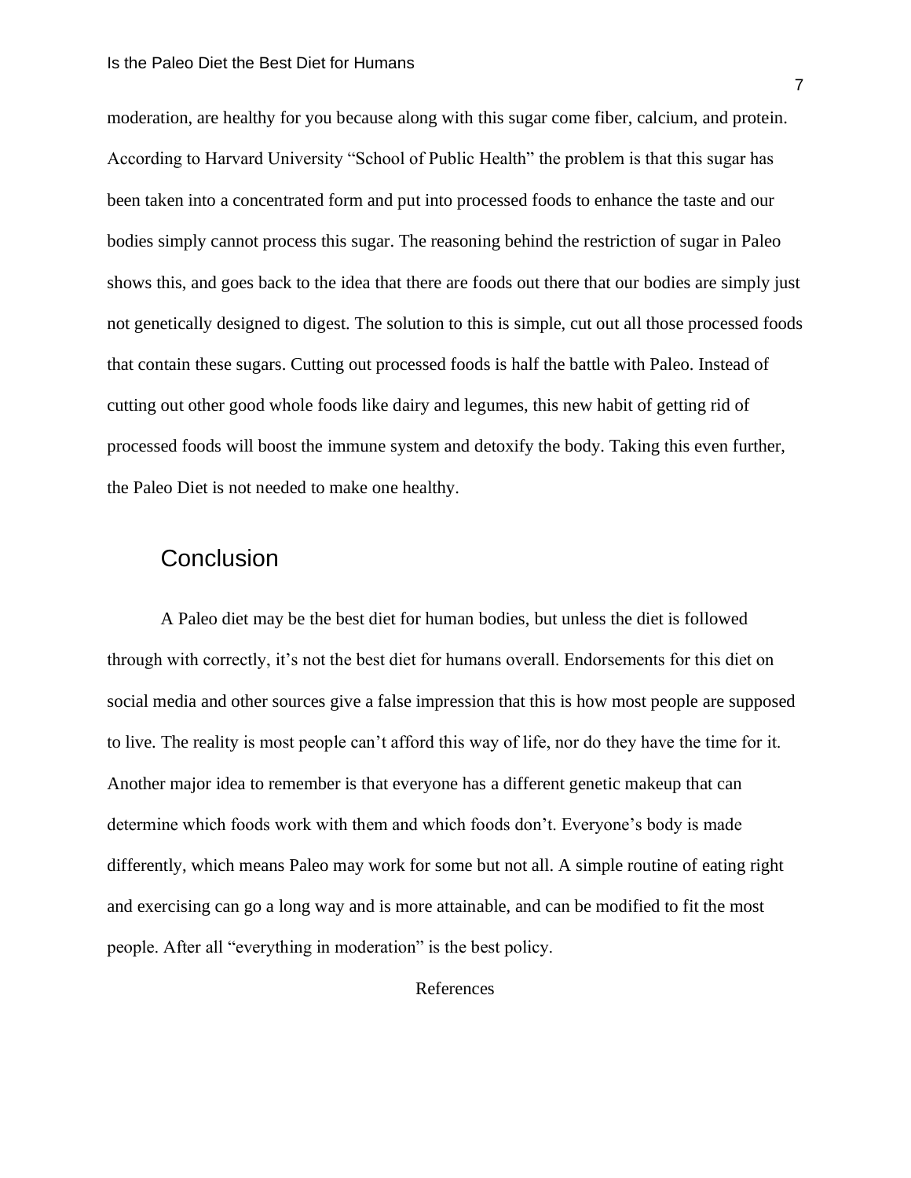moderation, are healthy for you because along with this sugar come fiber, calcium, and protein. According to Harvard University "School of Public Health" the problem is that this sugar has been taken into a concentrated form and put into processed foods to enhance the taste and our bodies simply cannot process this sugar. The reasoning behind the restriction of sugar in Paleo shows this, and goes back to the idea that there are foods out there that our bodies are simply just not genetically designed to digest. The solution to this is simple, cut out all those processed foods that contain these sugars. Cutting out processed foods is half the battle with Paleo. Instead of cutting out other good whole foods like dairy and legumes, this new habit of getting rid of processed foods will boost the immune system and detoxify the body. Taking this even further, the Paleo Diet is not needed to make one healthy.

## Conclusion

A Paleo diet may be the best diet for human bodies, but unless the diet is followed through with correctly, it's not the best diet for humans overall. Endorsements for this diet on social media and other sources give a false impression that this is how most people are supposed to live. The reality is most people can't afford this way of life, nor do they have the time for it. Another major idea to remember is that everyone has a different genetic makeup that can determine which foods work with them and which foods don't. Everyone's body is made differently, which means Paleo may work for some but not all. A simple routine of eating right and exercising can go a long way and is more attainable, and can be modified to fit the most people. After all "everything in moderation" is the best policy.

References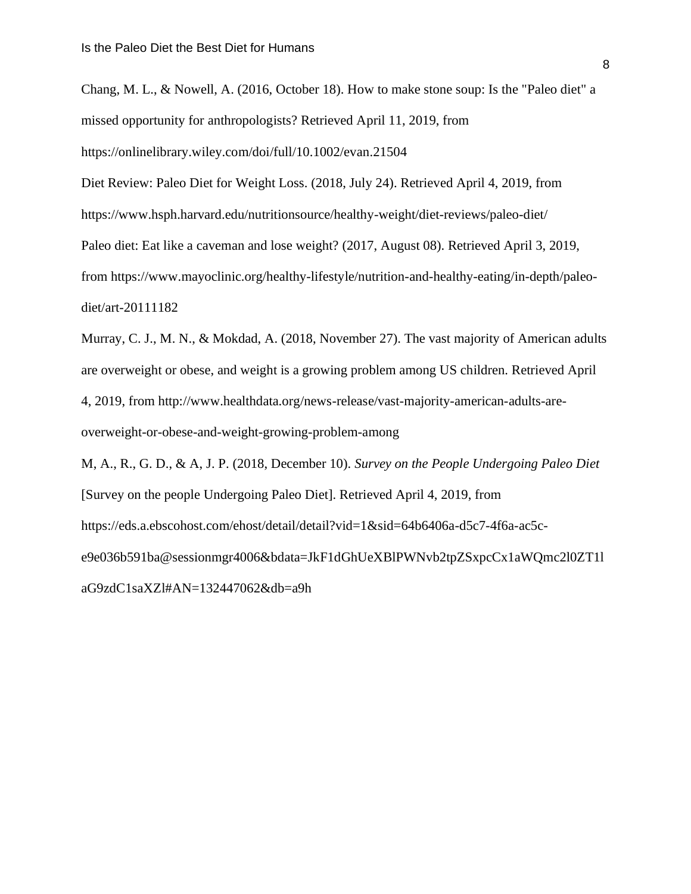Chang, M. L., & Nowell, A. (2016, October 18). How to make stone soup: Is the "Paleo diet" a missed opportunity for anthropologists? Retrieved April 11, 2019, from https://onlinelibrary.wiley.com/doi/full/10.1002/evan.21504

Diet Review: Paleo Diet for Weight Loss. (2018, July 24). Retrieved April 4, 2019, from https://www.hsph.harvard.edu/nutritionsource/healthy-weight/diet-reviews/paleo-diet/

Paleo diet: Eat like a caveman and lose weight? (2017, August 08). Retrieved April 3, 2019, from https://www.mayoclinic.org/healthy-lifestyle/nutrition-and-healthy-eating/in-depth/paleo-diet/art-20111182

Murray, C. J., M. N., & Mokdad, A. (2018, November 27). The vast majority of American adults are overweight or obese, and weight is a growing problem among US children. Retrieved April 4, 2019, from http://www.healthdata.org/news-release/vast-majority-american-adults-are-overweight-or-obese-and-weight-growing-problem-among

M, A., R., G. D., & A, J. P. (2018, December 10). *Survey on the People Undergoing Paleo Diet* [Survey on the people Undergoing Paleo Diet]. Retrieved April 4, 2019, from https://eds.a.ebscohost.com/ehost/detail/detail?vid=1&sid=64b6406a-d5c7-4f6a-ac5c-e9e036b591ba@sessionmgr4006&bdata=JkF1dGhUeXBlPWNvb2tpZSxpcCx1aWQmc2l0ZT1laG9zdC1saXZl#AN=132447062&db=a9h